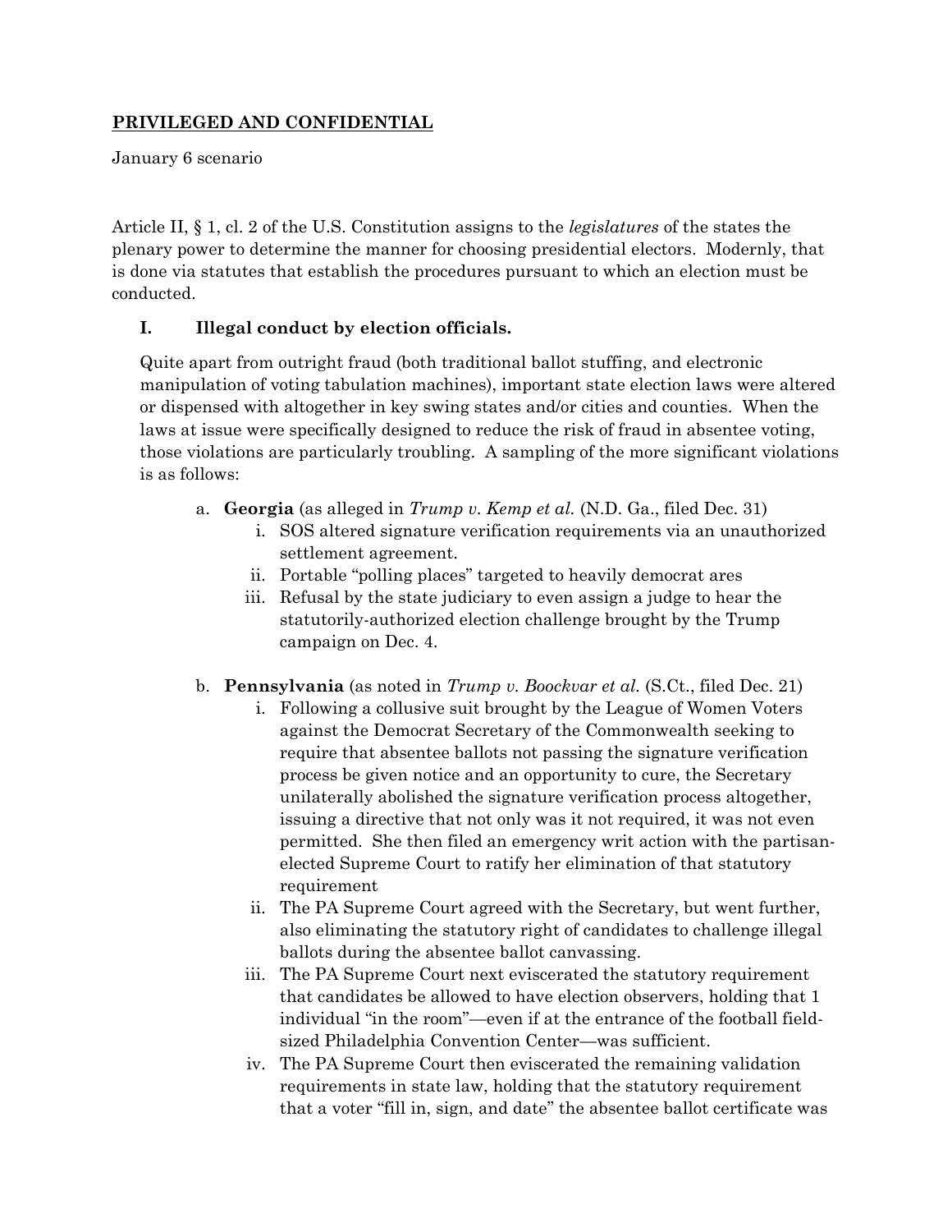**PRIVILEGED AND CONFIDENTIAL**

January 6 scenario

Article II, § 1, cl. 2 of the U.S. Constitution assigns to the *legislatures* of the states the plenary power to determine the manner for choosing presidential electors. Modernly, that is done via statutes that establish the procedures pursuant to which an election must be conducted.

## I. Illegal conduct by election officials.

Quite apart from outright fraud (both traditional ballot stuffing, and electronic manipulation of voting tabulation machines), important state election laws were altered or dispensed with altogether in key swing states and/or cities and counties. When the laws at issue were specifically designed to reduce the risk of fraud in absentee voting, those violations are particularly troubling. A sampling of the more significant violations is as follows:

a. **Georgia** (as alleged in *Trump v. Kemp et al.* (N.D. Ga., filed Dec. 31)
   i. SOS altered signature verification requirements via an unauthorized settlement agreement.
   ii. Portable "polling places" targeted to heavily democrat ares
   iii. Refusal by the state judiciary to even assign a judge to hear the statutorily-authorized election challenge brought by the Trump campaign on Dec. 4.

b. **Pennsylvania** (as noted in *Trump v. Boockvar et al.* (S.Ct., filed Dec. 21)
   i. Following a collusive suit brought by the League of Women Voters against the Democrat Secretary of the Commonwealth seeking to require that absentee ballots not passing the signature verification process be given notice and an opportunity to cure, the Secretary unilaterally abolished the signature verification process altogether, issuing a directive that not only was it not required, it was not even permitted. She then filed an emergency writ action with the partisan-elected Supreme Court to ratify her elimination of that statutory requirement
   ii. The PA Supreme Court agreed with the Secretary, but went further, also eliminating the statutory right of candidates to challenge illegal ballots during the absentee ballot canvassing.
   iii. The PA Supreme Court next eviscerated the statutory requirement that candidates be allowed to have election observers, holding that 1 individual "in the room"—even if at the entrance of the football field-sized Philadelphia Convention Center—was sufficient.
   iv. The PA Supreme Court then eviscerated the remaining validation requirements in state law, holding that the statutory requirement that a voter "fill in, sign, and date" the absentee ballot certificate was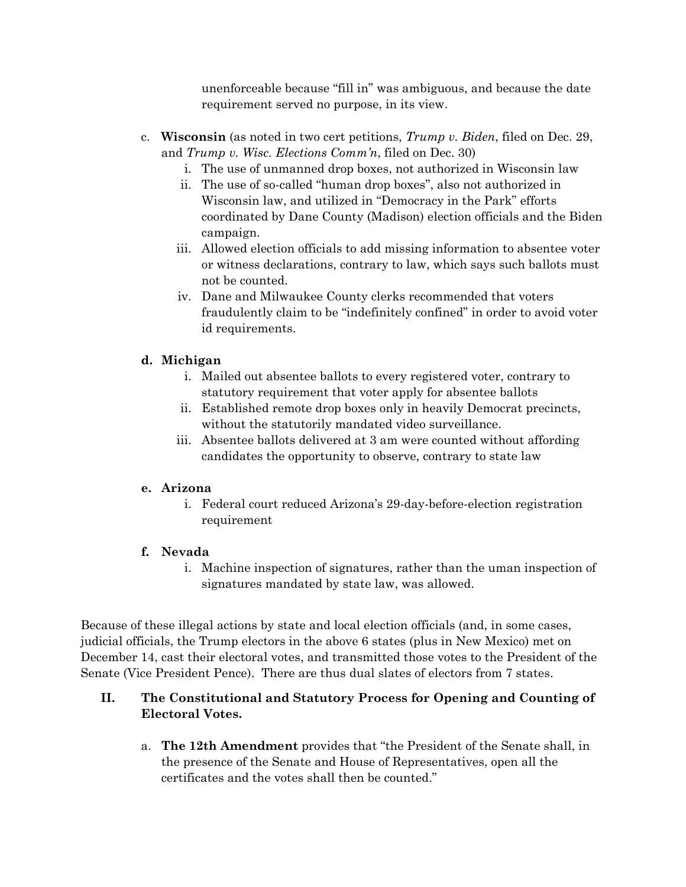unenforceable because "fill in" was ambiguous, and because the date requirement served no purpose, in its view.

c. **Wisconsin** (as noted in two cert petitions, *Trump v. Biden*, filed on Dec. 29, and *Trump v. Wisc. Elections Comm'n*, filed on Dec. 30)
   i. The use of unmanned drop boxes, not authorized in Wisconsin law
   ii. The use of so-called "human drop boxes", also not authorized in Wisconsin law, and utilized in "Democracy in the Park" efforts coordinated by Dane County (Madison) election officials and the Biden campaign.
   iii. Allowed election officials to add missing information to absentee voter or witness declarations, contrary to law, which says such ballots must not be counted.
   iv. Dane and Milwaukee County clerks recommended that voters fraudulently claim to be "indefinitely confined" in order to avoid voter id requirements.

**d. Michigan**
   i. Mailed out absentee ballots to every registered voter, contrary to statutory requirement that voter apply for absentee ballots
   ii. Established remote drop boxes only in heavily Democrat precincts, without the statutorily mandated video surveillance.
   iii. Absentee ballots delivered at 3 am were counted without affording candidates the opportunity to observe, contrary to state law

**e. Arizona**
   i. Federal court reduced Arizona's 29-day-before-election registration requirement

**f. Nevada**
   i. Machine inspection of signatures, rather than the uman inspection of signatures mandated by state law, was allowed.

Because of these illegal actions by state and local election officials (and, in some cases, judicial officials, the Trump electors in the above 6 states (plus in New Mexico) met on December 14, cast their electoral votes, and transmitted those votes to the President of the Senate (Vice President Pence). There are thus dual slates of electors from 7 states.

## II. The Constitutional and Statutory Process for Opening and Counting of Electoral Votes.

a. **The 12th Amendment** provides that "the President of the Senate shall, in the presence of the Senate and House of Representatives, open all the certificates and the votes shall then be counted."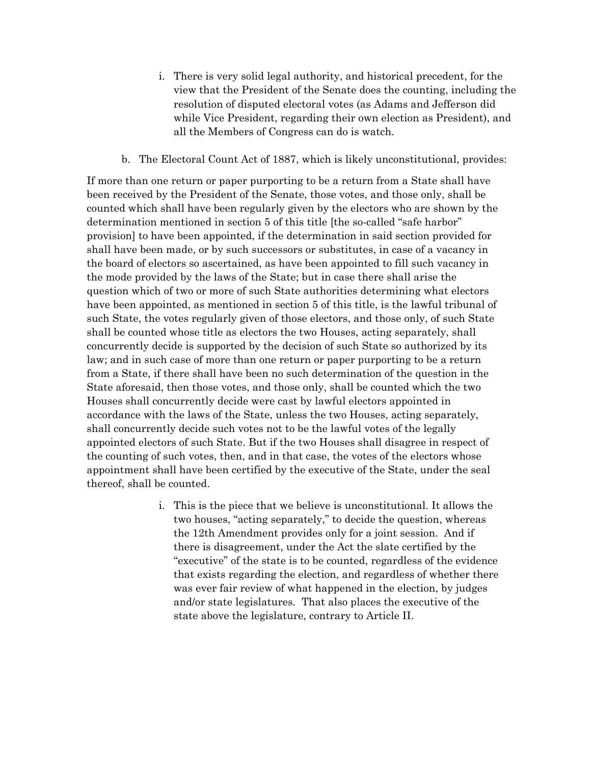i. There is very solid legal authority, and historical precedent, for the view that the President of the Senate does the counting, including the resolution of disputed electoral votes (as Adams and Jefferson did while Vice President, regarding their own election as President), and all the Members of Congress can do is watch.

b. The Electoral Count Act of 1887, which is likely unconstitutional, provides:

If more than one return or paper purporting to be a return from a State shall have been received by the President of the Senate, those votes, and those only, shall be counted which shall have been regularly given by the electors who are shown by the determination mentioned in section 5 of this title [the so-called "safe harbor" provision] to have been appointed, if the determination in said section provided for shall have been made, or by such successors or substitutes, in case of a vacancy in the board of electors so ascertained, as have been appointed to fill such vacancy in the mode provided by the laws of the State; but in case there shall arise the question which of two or more of such State authorities determining what electors have been appointed, as mentioned in section 5 of this title, is the lawful tribunal of such State, the votes regularly given of those electors, and those only, of such State shall be counted whose title as electors the two Houses, acting separately, shall concurrently decide is supported by the decision of such State so authorized by its law; and in such case of more than one return or paper purporting to be a return from a State, if there shall have been no such determination of the question in the State aforesaid, then those votes, and those only, shall be counted which the two Houses shall concurrently decide were cast by lawful electors appointed in accordance with the laws of the State, unless the two Houses, acting separately, shall concurrently decide such votes not to be the lawful votes of the legally appointed electors of such State. But if the two Houses shall disagree in respect of the counting of such votes, then, and in that case, the votes of the electors whose appointment shall have been certified by the executive of the State, under the seal thereof, shall be counted.

   i. This is the piece that we believe is unconstitutional. It allows the two houses, "acting separately," to decide the question, whereas the 12th Amendment provides only for a joint session. And if there is disagreement, under the Act the slate certified by the "executive" of the state is to be counted, regardless of the evidence that exists regarding the election, and regardless of whether there was ever fair review of what happened in the election, by judges and/or state legislatures. That also places the executive of the state above the legislature, contrary to Article II.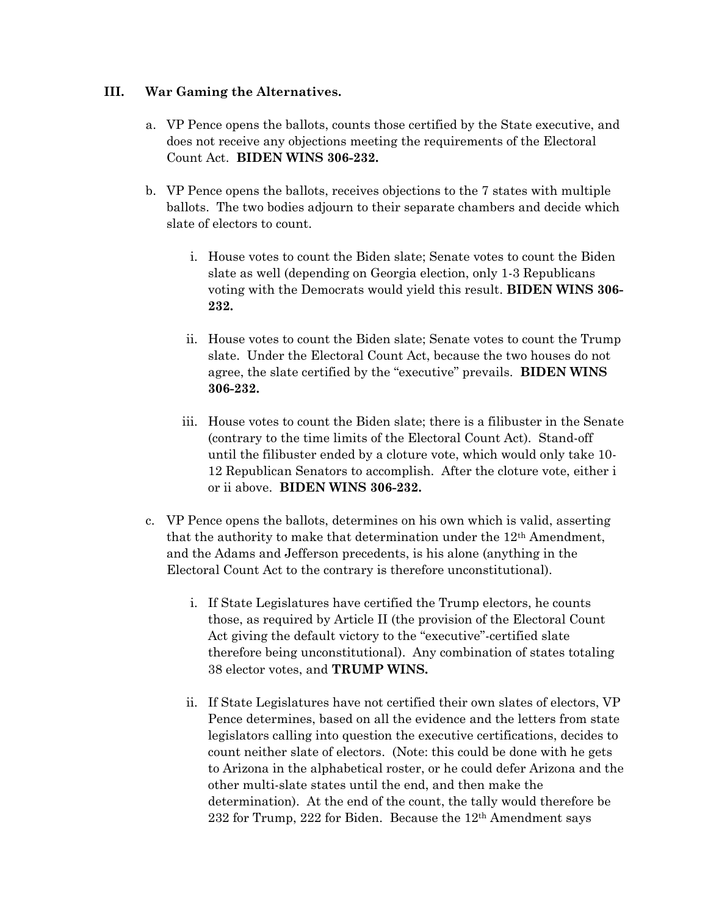## III. War Gaming the Alternatives.

a. VP Pence opens the ballots, counts those certified by the State executive, and does not receive any objections meeting the requirements of the Electoral Count Act. **BIDEN WINS 306-232.**

b. VP Pence opens the ballots, receives objections to the 7 states with multiple ballots. The two bodies adjourn to their separate chambers and decide which slate of electors to count.

   i. House votes to count the Biden slate; Senate votes to count the Biden slate as well (depending on Georgia election, only 1-3 Republicans voting with the Democrats would yield this result. **BIDEN WINS 306-232.**

   ii. House votes to count the Biden slate; Senate votes to count the Trump slate. Under the Electoral Count Act, because the two houses do not agree, the slate certified by the "executive" prevails. **BIDEN WINS 306-232.**

   iii. House votes to count the Biden slate; there is a filibuster in the Senate (contrary to the time limits of the Electoral Count Act). Stand-off until the filibuster ended by a cloture vote, which would only take 10-12 Republican Senators to accomplish. After the cloture vote, either i or ii above. **BIDEN WINS 306-232.**

c. VP Pence opens the ballots, determines on his own which is valid, asserting that the authority to make that determination under the 12th Amendment, and the Adams and Jefferson precedents, is his alone (anything in the Electoral Count Act to the contrary is therefore unconstitutional).

   i. If State Legislatures have certified the Trump electors, he counts those, as required by Article II (the provision of the Electoral Count Act giving the default victory to the "executive"-certified slate therefore being unconstitutional). Any combination of states totaling 38 elector votes, and **TRUMP WINS.**

   ii. If State Legislatures have not certified their own slates of electors, VP Pence determines, based on all the evidence and the letters from state legislators calling into question the executive certifications, decides to count neither slate of electors. (Note: this could be done with he gets to Arizona in the alphabetical roster, or he could defer Arizona and the other multi-slate states until the end, and then make the determination). At the end of the count, the tally would therefore be 232 for Trump, 222 for Biden. Because the 12th Amendment says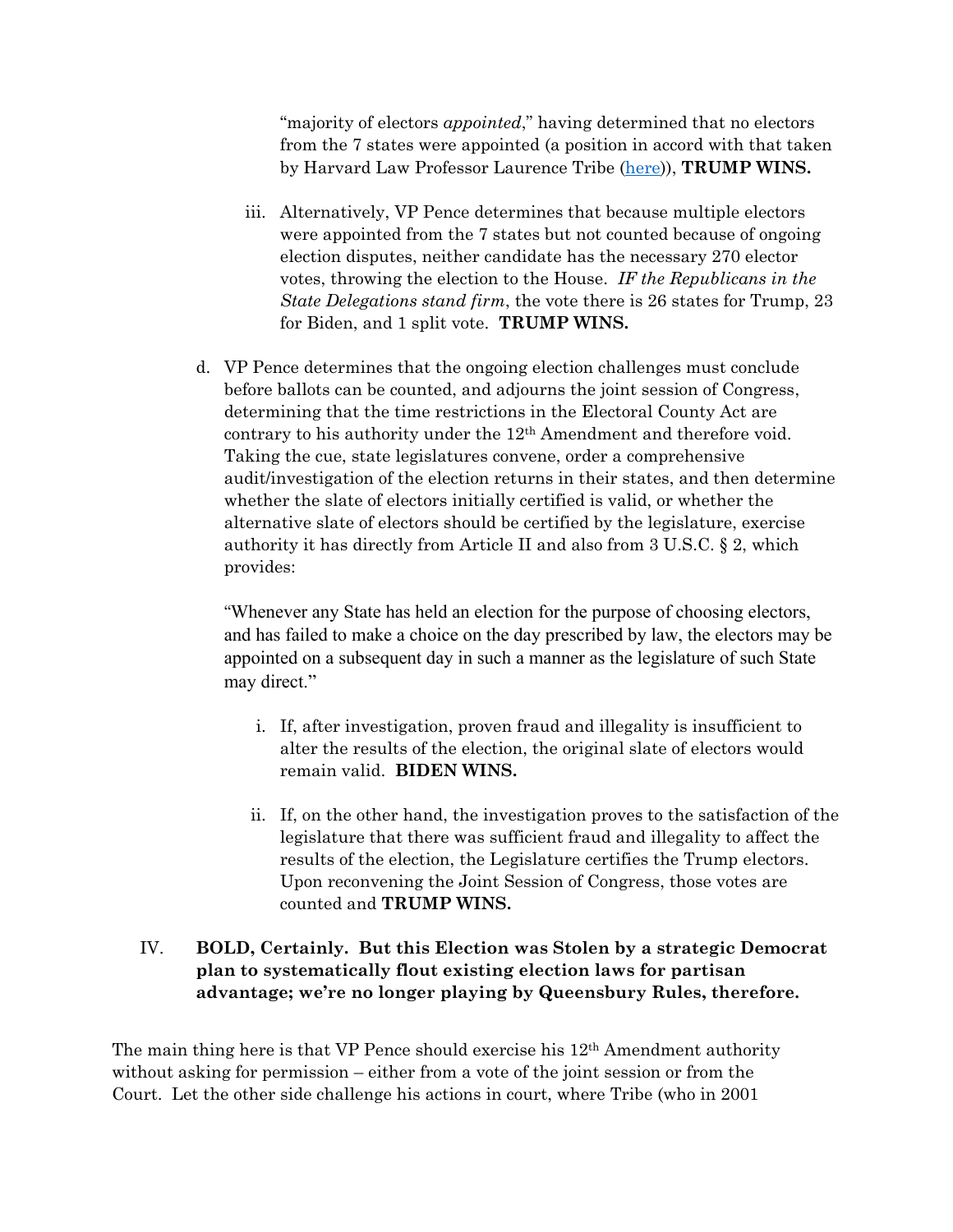"majority of electors *appointed*," having determined that no electors from the 7 states were appointed (a position in accord with that taken by Harvard Law Professor Laurence Tribe ([here](here))), **TRUMP WINS.**

iii. Alternatively, VP Pence determines that because multiple electors were appointed from the 7 states but not counted because of ongoing election disputes, neither candidate has the necessary 270 elector votes, throwing the election to the House. *IF the Republicans in the State Delegations stand firm*, the vote there is 26 states for Trump, 23 for Biden, and 1 split vote. **TRUMP WINS.**

d. VP Pence determines that the ongoing election challenges must conclude before ballots can be counted, and adjourns the joint session of Congress, determining that the time restrictions in the Electoral County Act are contrary to his authority under the 12th Amendment and therefore void. Taking the cue, state legislatures convene, order a comprehensive audit/investigation of the election returns in their states, and then determine whether the slate of electors initially certified is valid, or whether the alternative slate of electors should be certified by the legislature, exercise authority it has directly from Article II and also from 3 U.S.C. § 2, which provides:

"Whenever any State has held an election for the purpose of choosing electors, and has failed to make a choice on the day prescribed by law, the electors may be appointed on a subsequent day in such a manner as the legislature of such State may direct."

i. If, after investigation, proven fraud and illegality is insufficient to alter the results of the election, the original slate of electors would remain valid. **BIDEN WINS.**

ii. If, on the other hand, the investigation proves to the satisfaction of the legislature that there was sufficient fraud and illegality to affect the results of the election, the Legislature certifies the Trump electors. Upon reconvening the Joint Session of Congress, those votes are counted and **TRUMP WINS.**

IV. **BOLD, Certainly. But this Election was Stolen by a strategic Democrat plan to systematically flout existing election laws for partisan advantage; we're no longer playing by Queensbury Rules, therefore.**

The main thing here is that VP Pence should exercise his 12th Amendment authority without asking for permission – either from a vote of the joint session or from the Court. Let the other side challenge his actions in court, where Tribe (who in 2001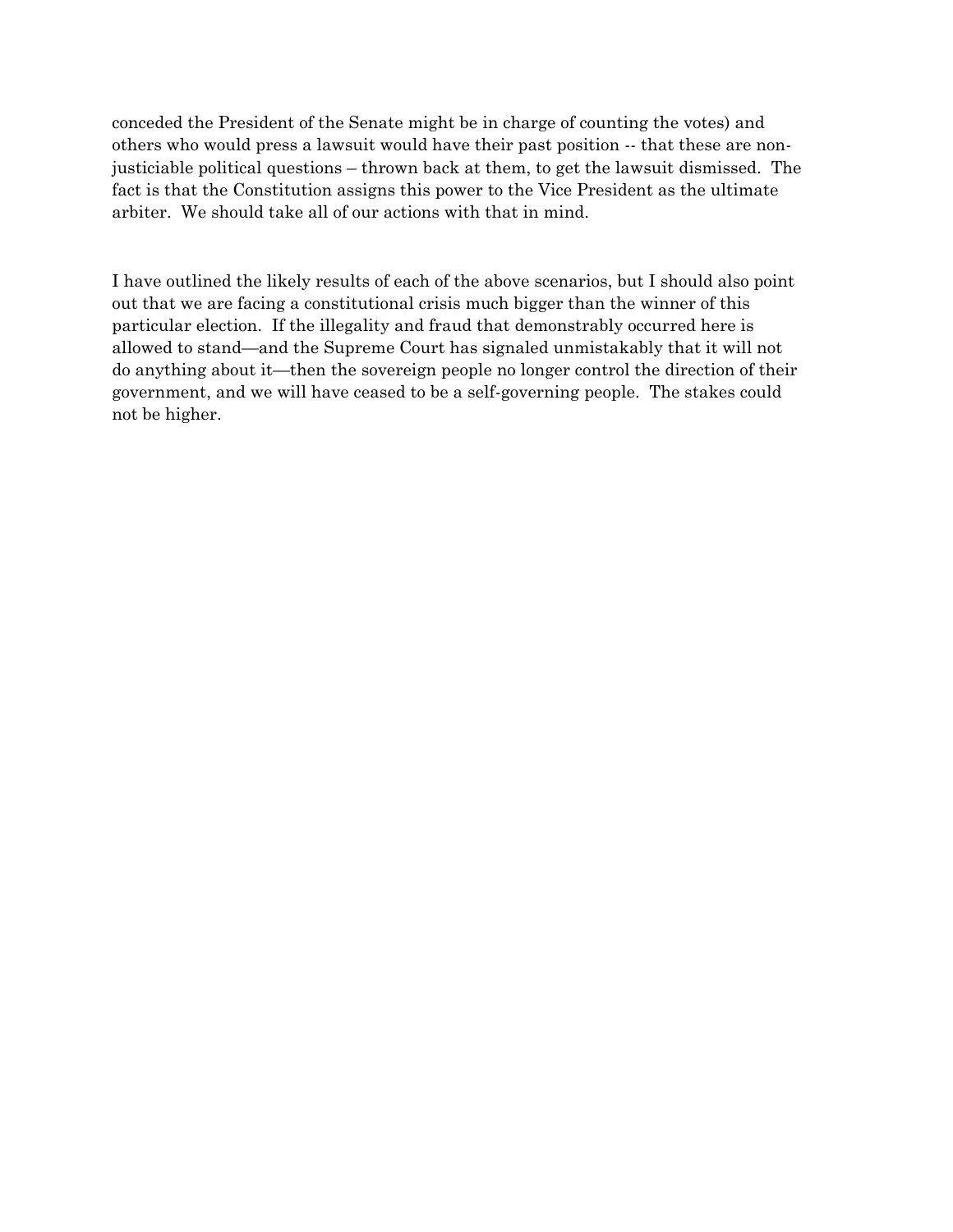conceded the President of the Senate might be in charge of counting the votes) and others who would press a lawsuit would have their past position -- that these are non-justiciable political questions – thrown back at them, to get the lawsuit dismissed. The fact is that the Constitution assigns this power to the Vice President as the ultimate arbiter. We should take all of our actions with that in mind.

I have outlined the likely results of each of the above scenarios, but I should also point out that we are facing a constitutional crisis much bigger than the winner of this particular election. If the illegality and fraud that demonstrably occurred here is allowed to stand—and the Supreme Court has signaled unmistakably that it will not do anything about it—then the sovereign people no longer control the direction of their government, and we will have ceased to be a self-governing people. The stakes could not be higher.